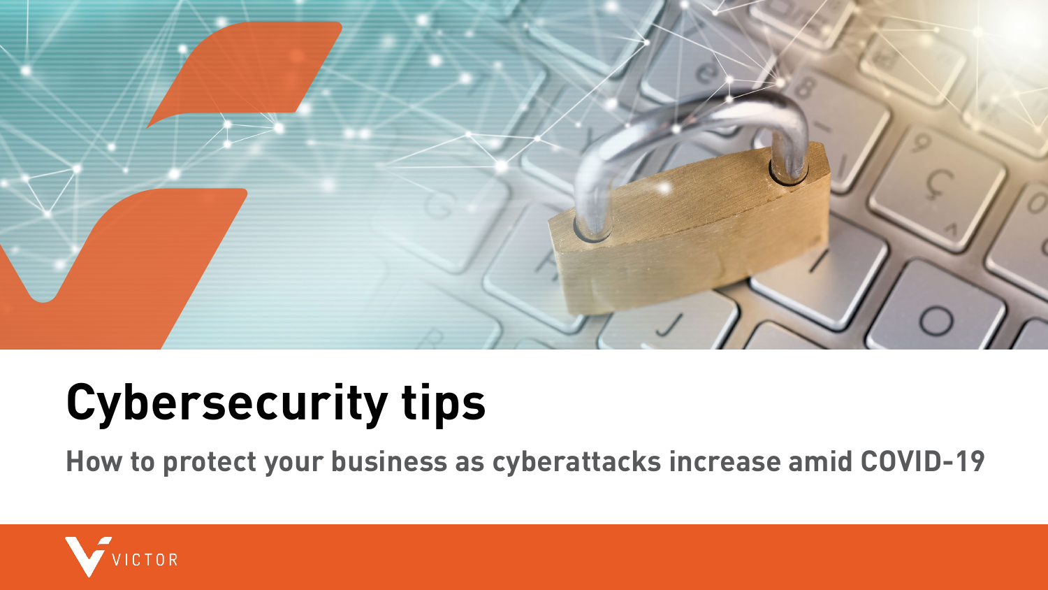# Cybersecurity tips

## How to protect your business as cyberattacks increase amid COVID-19

VICTOR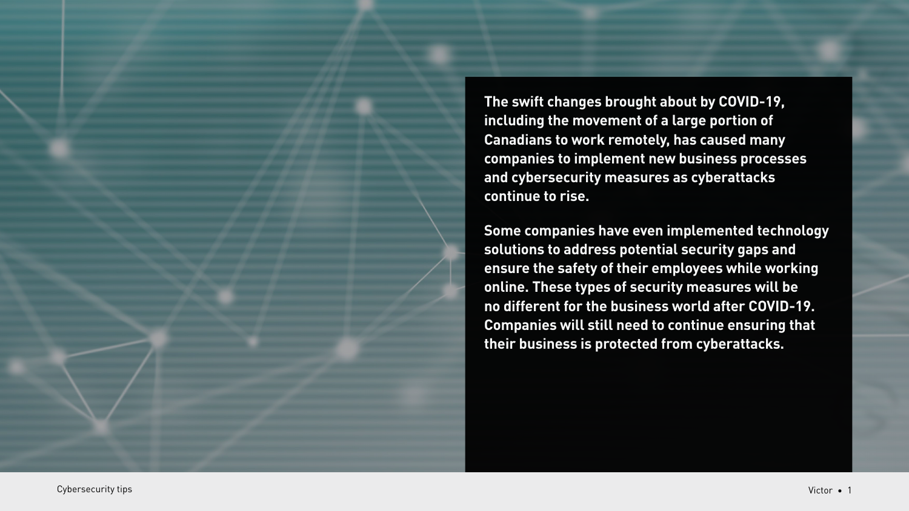**The swift changes brought about by COVID-19, including the movement of a large portion of Canadians to work remotely, has caused many companies to implement new business processes and cybersecurity measures as cyberattacks continue to rise.**

**Some companies have even implemented technology solutions to address potential security gaps and ensure the safety of their employees while working online. These types of security measures will be no different for the business world after COVID-19. Companies will still need to continue ensuring that their business is protected from cyberattacks.**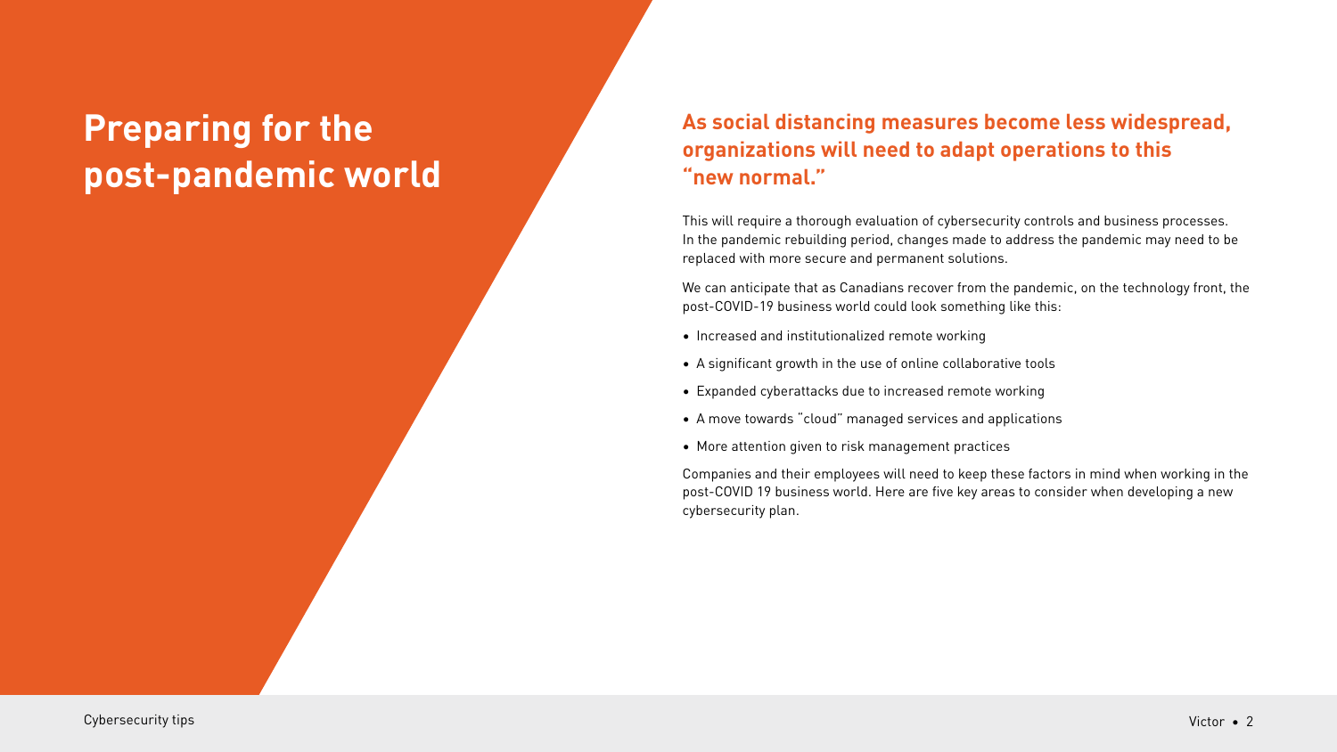# Preparing for the post-pandemic world

## As social distancing measures become less widespread, organizations will need to adapt operations to this "new normal."

This will require a thorough evaluation of cybersecurity controls and business processes. In the pandemic rebuilding period, changes made to address the pandemic may need to be replaced with more secure and permanent solutions.

We can anticipate that as Canadians recover from the pandemic, on the technology front, the post-COVID-19 business world could look something like this:

- Increased and institutionalized remote working
- A significant growth in the use of online collaborative tools
- Expanded cyberattacks due to increased remote working
- A move towards "cloud" managed services and applications
- More attention given to risk management practices

Companies and their employees will need to keep these factors in mind when working in the post-COVID 19 business world. Here are five key areas to consider when developing a new cybersecurity plan.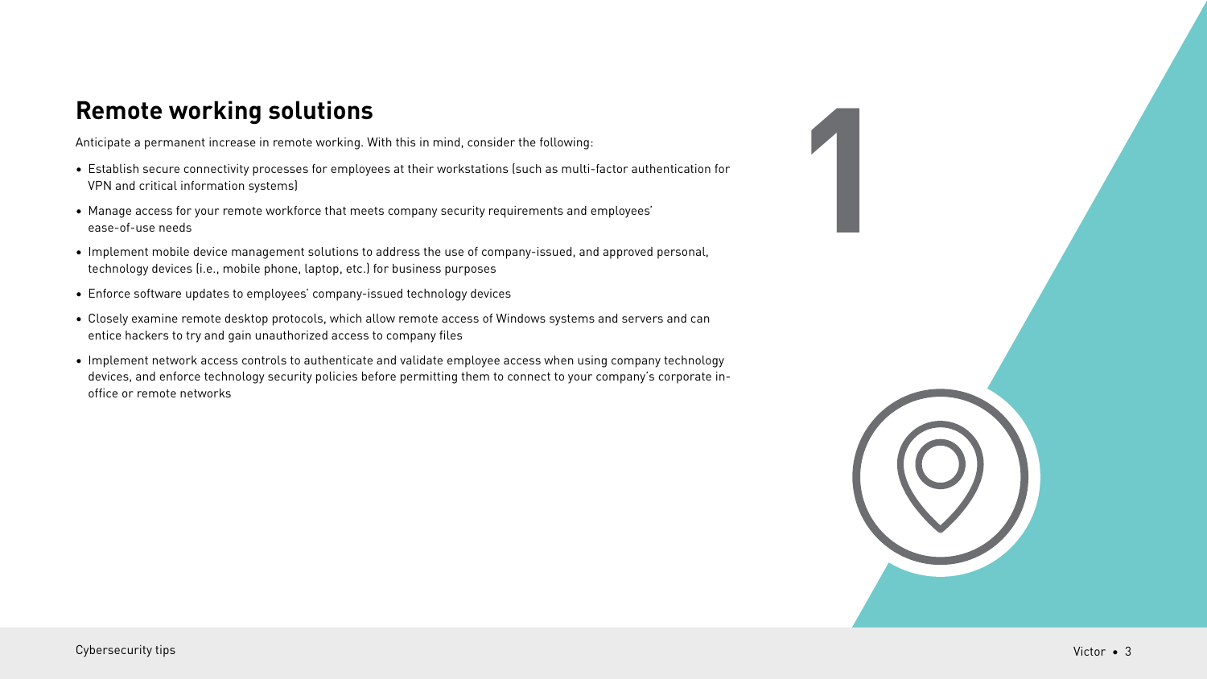## Remote working solutions

Anticipate a permanent increase in remote working. With this in mind, consider the following:

- Establish secure connectivity processes for employees at their workstations (such as multi-factor authentication for VPN and critical information systems)
- Manage access for your remote workforce that meets company security requirements and employees' ease-of-use needs
- Implement mobile device management solutions to address the use of company-issued, and approved personal, technology devices (i.e., mobile phone, laptop, etc.) for business purposes
- Enforce software updates to employees' company-issued technology devices
- Closely examine remote desktop protocols, which allow remote access of Windows systems and servers and can entice hackers to try and gain unauthorized access to company files
- Implement network access controls to authenticate and validate employee access when using company technology devices, and enforce technology security policies before permitting them to connect to your company's corporate in-office or remote networks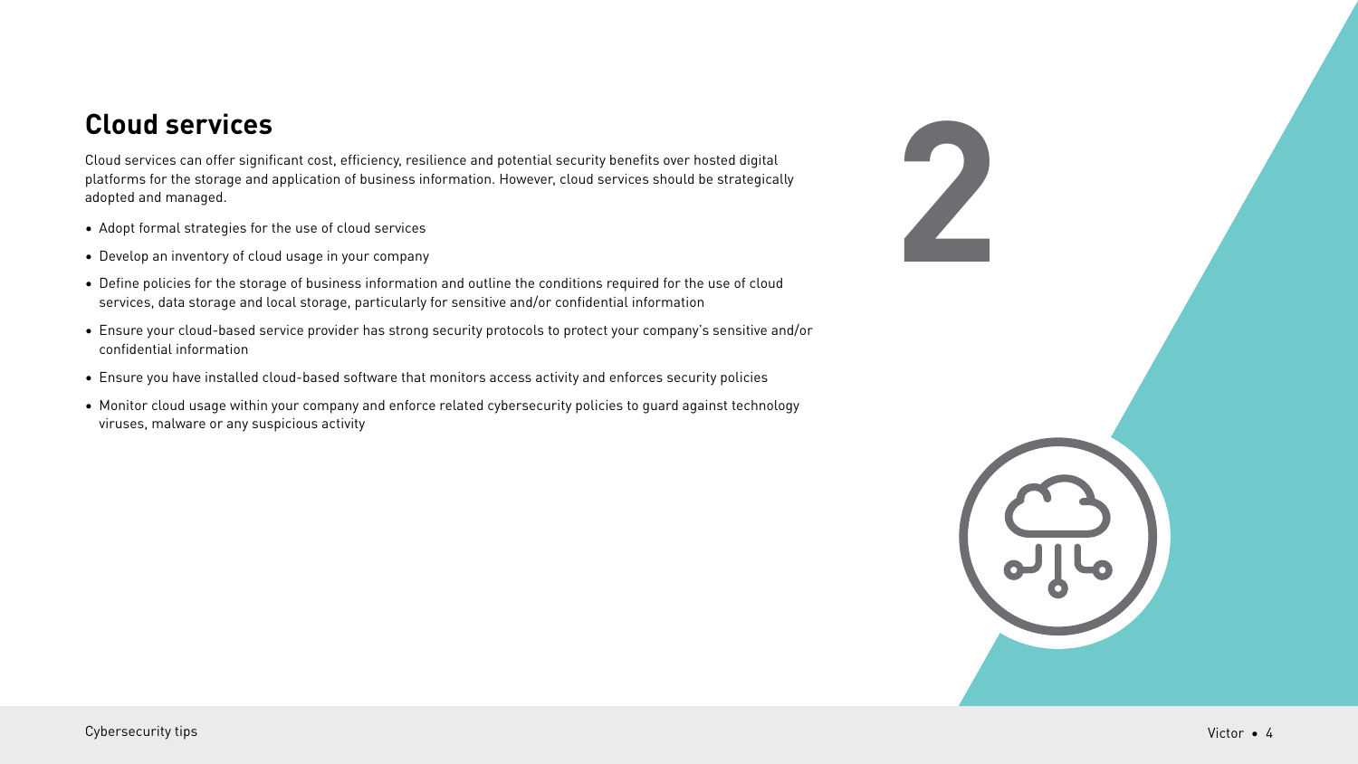## Cloud services

Cloud services can offer significant cost, efficiency, resilience and potential security benefits over hosted digital platforms for the storage and application of business information. However, cloud services should be strategically adopted and managed.

- Adopt formal strategies for the use of cloud services
- Develop an inventory of cloud usage in your company
- Define policies for the storage of business information and outline the conditions required for the use of cloud services, data storage and local storage, particularly for sensitive and/or confidential information
- Ensure your cloud-based service provider has strong security protocols to protect your company's sensitive and/or confidential information
- Ensure you have installed cloud-based software that monitors access activity and enforces security policies
- Monitor cloud usage within your company and enforce related cybersecurity policies to guard against technology viruses, malware or any suspicious activity

2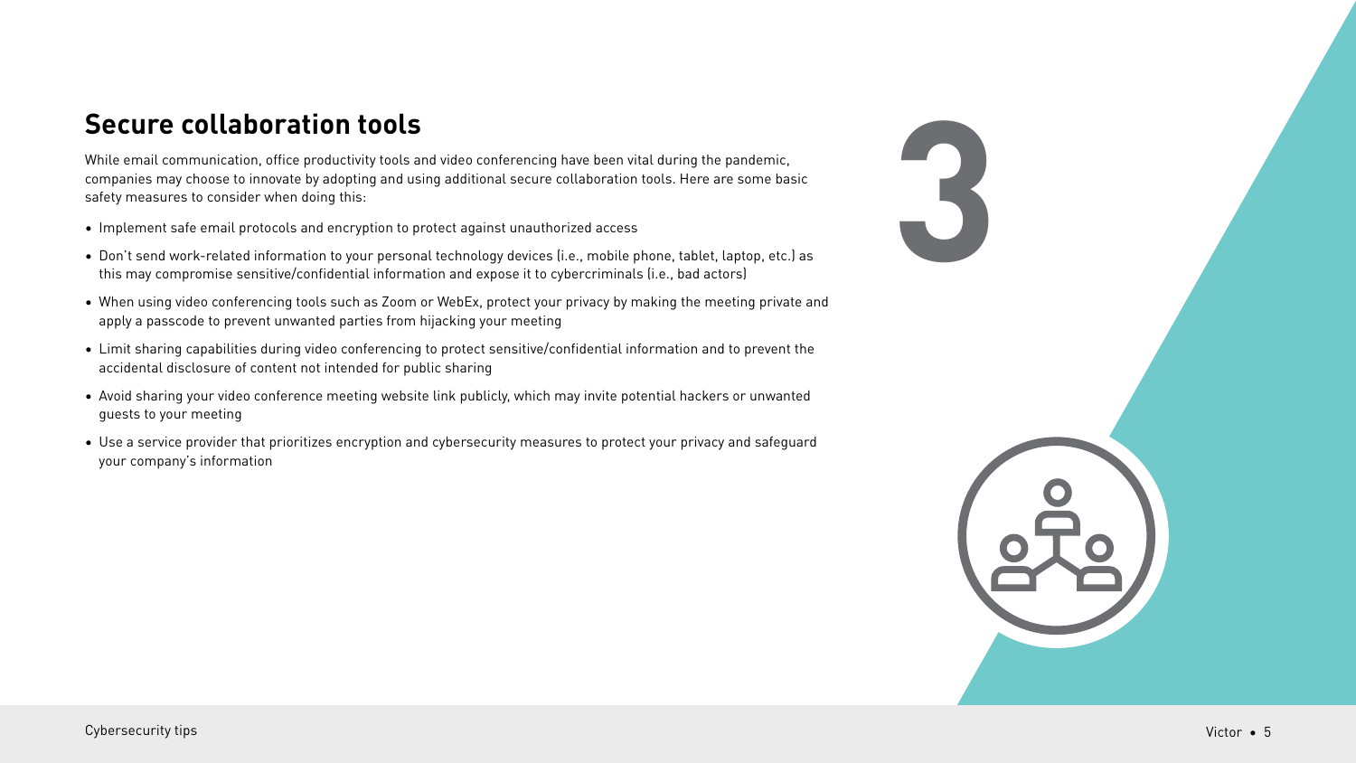## Secure collaboration tools

While email communication, office productivity tools and video conferencing have been vital during the pandemic, companies may choose to innovate by adopting and using additional secure collaboration tools. Here are some basic safety measures to consider when doing this:

- Implement safe email protocols and encryption to protect against unauthorized access
- Don't send work-related information to your personal technology devices (i.e., mobile phone, tablet, laptop, etc.) as this may compromise sensitive/confidential information and expose it to cybercriminals (i.e., bad actors)
- When using video conferencing tools such as Zoom or WebEx, protect your privacy by making the meeting private and apply a passcode to prevent unwanted parties from hijacking your meeting
- Limit sharing capabilities during video conferencing to protect sensitive/confidential information and to prevent the accidental disclosure of content not intended for public sharing
- Avoid sharing your video conference meeting website link publicly, which may invite potential hackers or unwanted guests to your meeting
- Use a service provider that prioritizes encryption and cybersecurity measures to protect your privacy and safeguard your company's information

3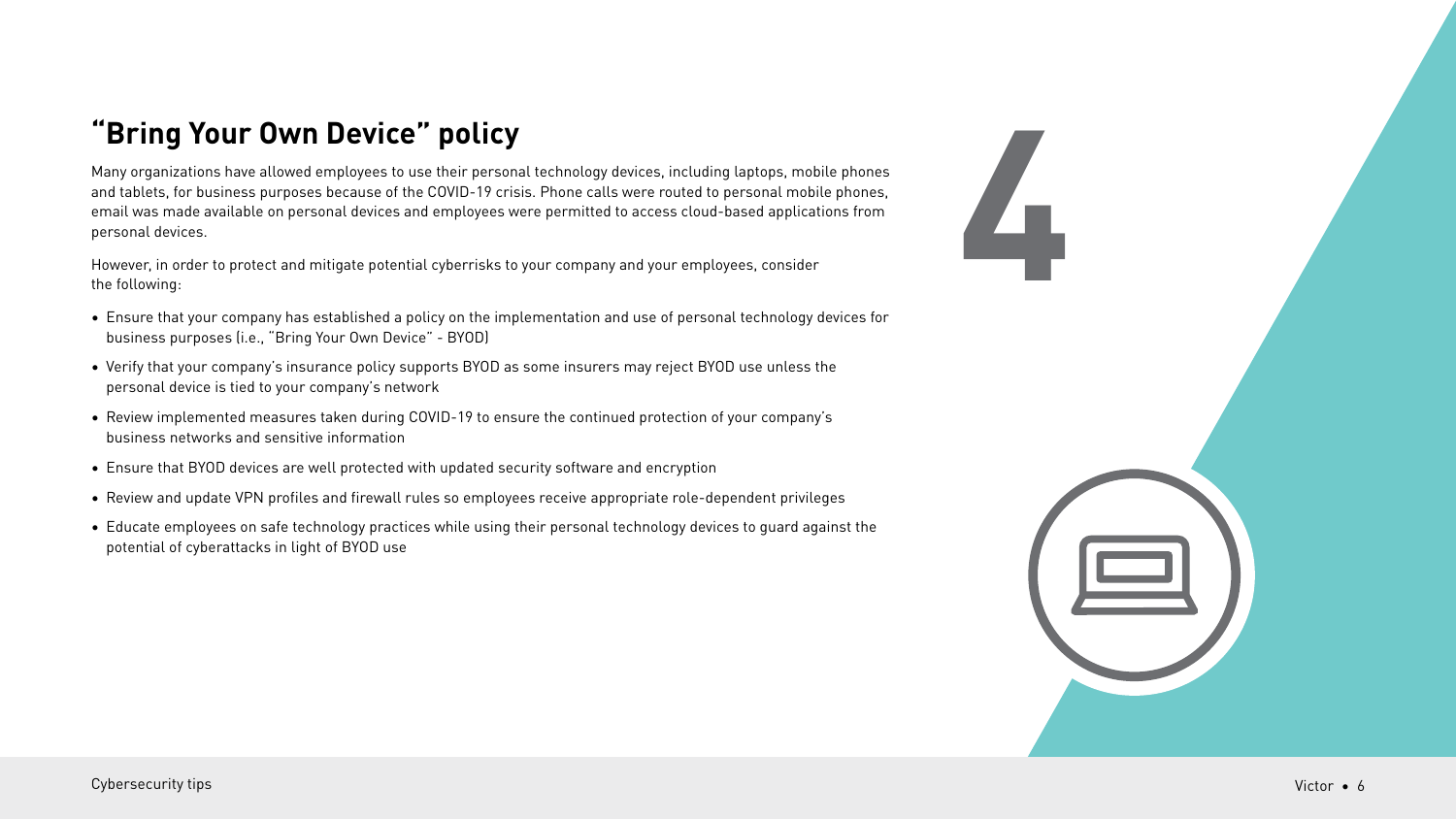## "Bring Your Own Device" policy

4

Many organizations have allowed employees to use their personal technology devices, including laptops, mobile phones and tablets, for business purposes because of the COVID-19 crisis. Phone calls were routed to personal mobile phones, email was made available on personal devices and employees were permitted to access cloud-based applications from personal devices.

However, in order to protect and mitigate potential cyberrisks to your company and your employees, consider the following:

- Ensure that your company has established a policy on the implementation and use of personal technology devices for business purposes (i.e., "Bring Your Own Device" - BYOD)
- Verify that your company's insurance policy supports BYOD as some insurers may reject BYOD use unless the personal device is tied to your company's network
- Review implemented measures taken during COVID-19 to ensure the continued protection of your company's business networks and sensitive information
- Ensure that BYOD devices are well protected with updated security software and encryption
- Review and update VPN profiles and firewall rules so employees receive appropriate role-dependent privileges
- Educate employees on safe technology practices while using their personal technology devices to guard against the potential of cyberattacks in light of BYOD use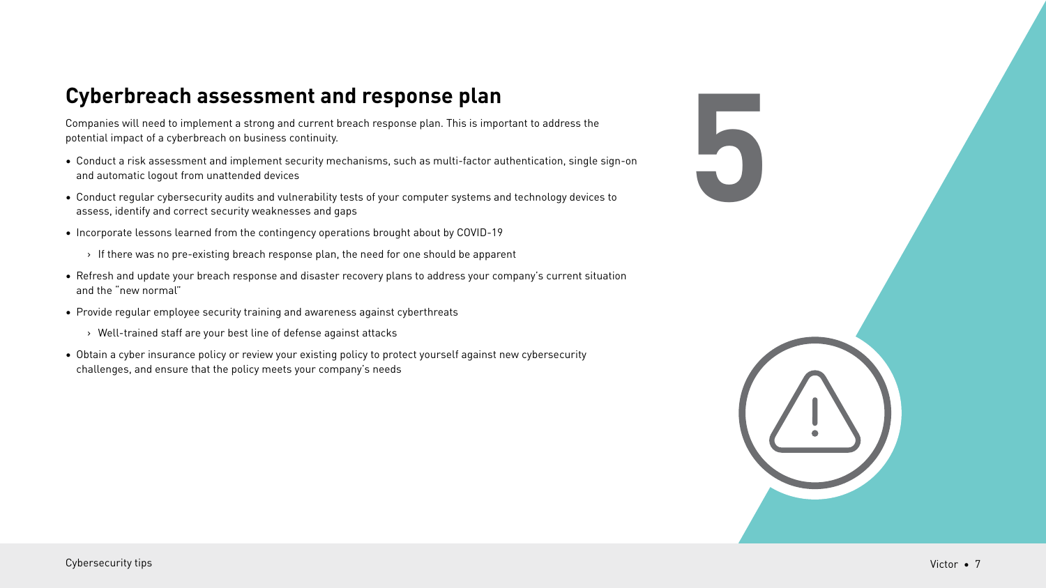## Cyberbreach assessment and response plan

5

Companies will need to implement a strong and current breach response plan. This is important to address the potential impact of a cyberbreach on business continuity.

- Conduct a risk assessment and implement security mechanisms, such as multi-factor authentication, single sign-on and automatic logout from unattended devices
- Conduct regular cybersecurity audits and vulnerability tests of your computer systems and technology devices to assess, identify and correct security weaknesses and gaps
- Incorporate lessons learned from the contingency operations brought about by COVID-19
  - If there was no pre-existing breach response plan, the need for one should be apparent
- Refresh and update your breach response and disaster recovery plans to address your company's current situation and the "new normal"
- Provide regular employee security training and awareness against cyberthreats
  - Well-trained staff are your best line of defense against attacks
- Obtain a cyber insurance policy or review your existing policy to protect yourself against new cybersecurity challenges, and ensure that the policy meets your company's needs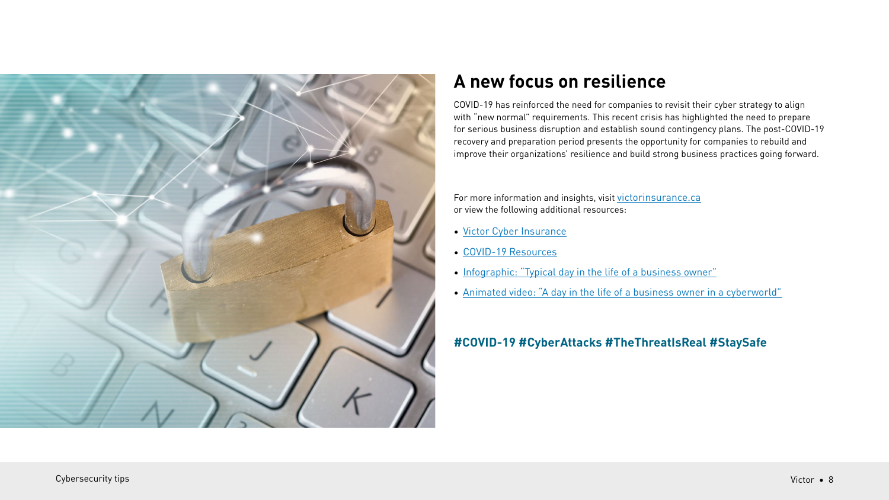## A new focus on resilience

COVID-19 has reinforced the need for companies to revisit their cyber strategy to align with "new normal" requirements. This recent crisis has highlighted the need to prepare for serious business disruption and establish sound contingency plans. The post-COVID-19 recovery and preparation period presents the opportunity for companies to rebuild and improve their organizations' resilience and build strong business practices going forward.

For more information and insights, visit victorinsurance.ca or view the following additional resources:

- Victor Cyber Insurance
- COVID-19 Resources
- Infographic: "Typical day in the life of a business owner"
- Animated video: "A day in the life of a business owner in a cyberworld"

**#COVID-19 #CyberAttacks #TheThreatIsReal #StaySafe**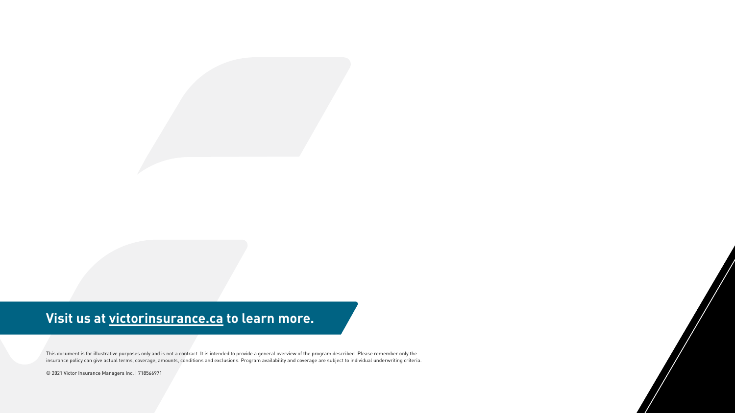**Visit us at victorinsurance.ca to learn more.**

This document is for illustrative purposes only and is not a contract. It is intended to provide a general overview of the program described. Please remember only the insurance policy can give actual terms, coverage, amounts, conditions and exclusions. Program availability and coverage are subject to individual underwriting criteria.

© 2021 Victor Insurance Managers Inc. | 718566971